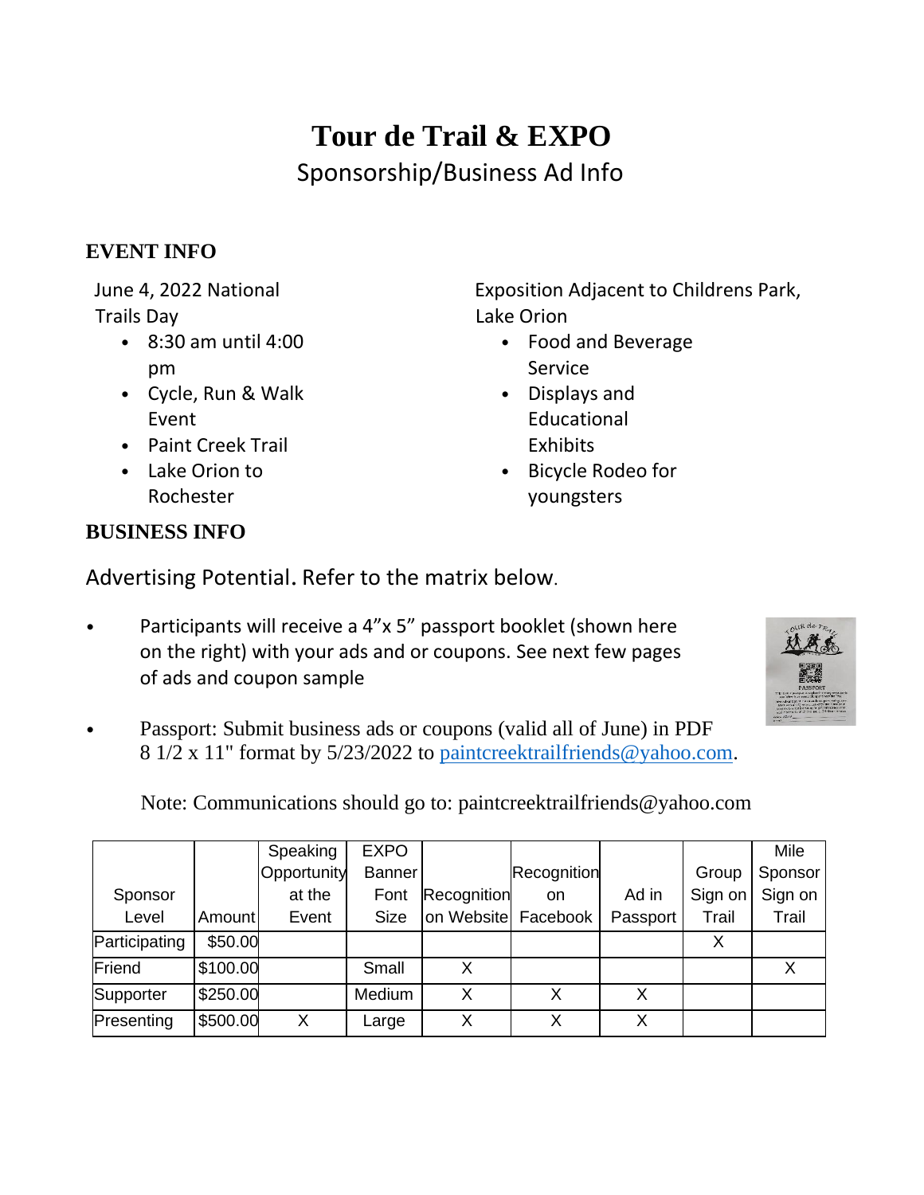# Tour de Trail & EXPO

## Sponsorship/Business Ad Info

### EVENT INFO

June 4, 2022 National Trails Day

- 8:30 am until 4:00 pm
- Cycle, Run & Walk Event
- Paint Creek Trail
- Lake Orion to Rochester

Exposition Adjacent to Childrens Park, Lake Orion

- Food and Beverage Service
- Displays and Educational Exhibits
- Bicycle Rodeo for youngsters

### BUSINESS INFO

Advertising Potential. Refer to the matrix below.

- Participants will receive a 4"x 5" passport booklet (shown here on the right) with your ads and or coupons. See next few pages of ads and coupon sample
- Passport: Submit business ads or coupons (valid all of June) in PDF 8 1/2 x 11" format by 5/23/2022 to paintcreektrailfriends@yahoo.com.

Note: Communications should go to: paintcreektrailfriends@yahoo.com

| Sponsor Level | Amount | Speaking Opportunity at the Event | EXPO Banner Font Size | Recognition on Website | Recognition on Facebook | Ad in Passport | Group Sign on Trail | Mile Sponsor Sign on Trail |
|---|---|---|---|---|---|---|---|---|
| Participating | $50.00 | | | | | | X | |
| Friend | $100.00 | | Small | X | | | | X |
| Supporter | $250.00 | | Medium | X | X | X | | |
| Presenting | $500.00 | X | Large | X | X | X | | |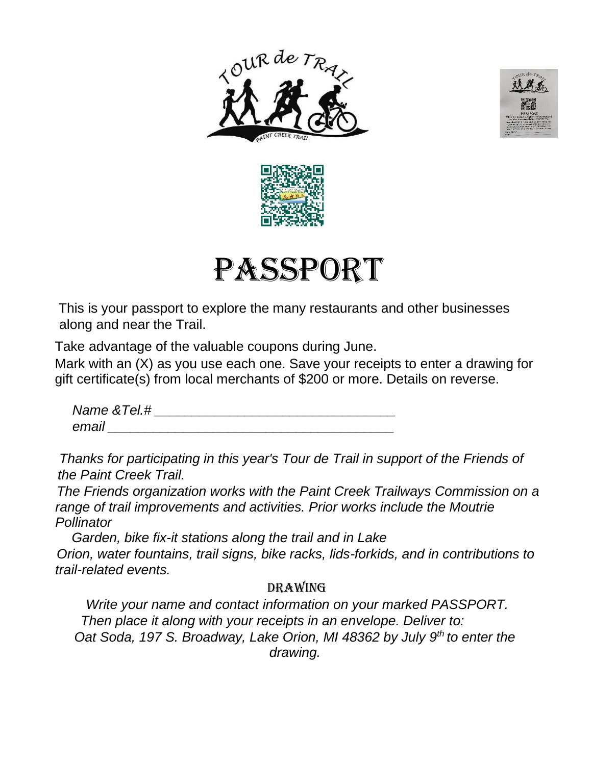# PASSPORT

This is your passport to explore the many restaurants and other businesses along and near the Trail.

Take advantage of the valuable coupons during June.

Mark with an (X) as you use each one. Save your receipts to enter a drawing for gift certificate(s) from local merchants of $200 or more. Details on reverse.

*Name &Tel.# ________________________________*

*email _______________________________________*

*Thanks for participating in this year's Tour de Trail in support of the Friends of the Paint Creek Trail.*

*The Friends organization works with the Paint Creek Trailways Commission on a range of trail improvements and activities. Prior works include the Moutrie Pollinator Garden, bike fix-it stations along the trail and in Lake Orion, water fountains, trail signs, bike racks, lids-forkids, and in contributions to trail-related events.*

## DRAWING

*Write your name and contact information on your marked PASSPORT. Then place it along with your receipts in an envelope. Deliver to: Oat Soda, 197 S. Broadway, Lake Orion, MI 48362 by July 9th to enter the drawing.*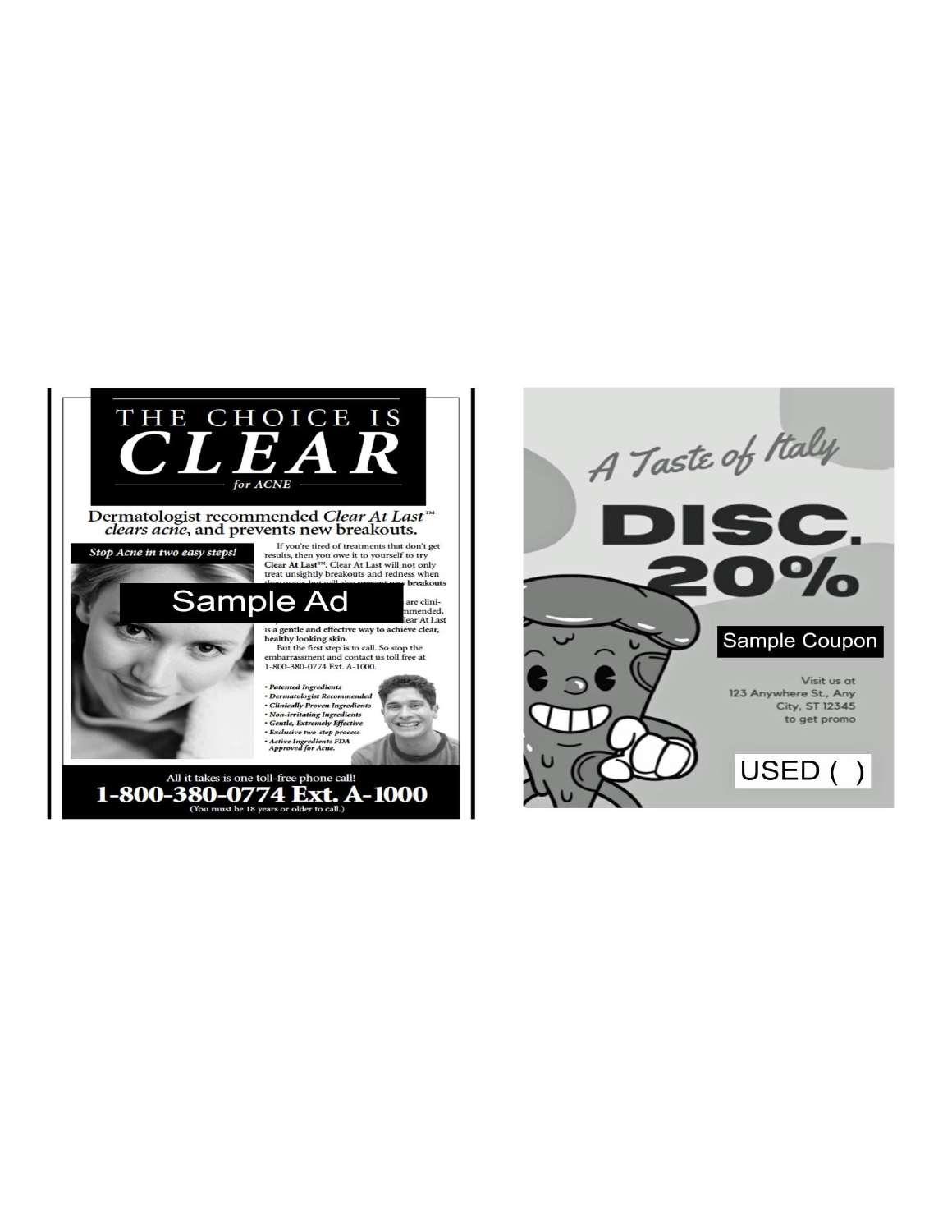THE CHOICE IS

# CLEAR

for ACNE

## Dermatologist recommended *Clear At Last™* *clears acne*, and prevents new breakouts.

*Stop Acne in two easy steps!*

Sample Ad

If you're tired of treatments that don't get results, then you owe it to yourself to try **Clear At Last™**. Clear At Last will not only treat unsightly breakouts and redness when they occur, but will also prevent new breakouts

are clini- mmended, lear At Last is a gentle and effective way to achieve clear, healthy looking skin.

But the first step is to call. So stop the embarrassment and contact us toll free at 1-800-380-0774 Ext. A-1000.

- *Patented Ingredients*
- *Dermatologist Recommended*
- *Clinically Proven Ingredients*
- *Non-irritating Ingredients*
- *Gentle, Extremely Effective*
- *Exclusive two-step process*
- *Active Ingredients FDA Approved for Acne.*

All it takes is one toll-free phone call!

**1-800-380-0774 Ext. A-1000**

(You must be 18 years or older to call.)

*A Taste of Italy*

# DISC. 20%

Sample Coupon

Visit us at
123 Anywhere St., Any City, ST 12345
to get promo

USED ( )